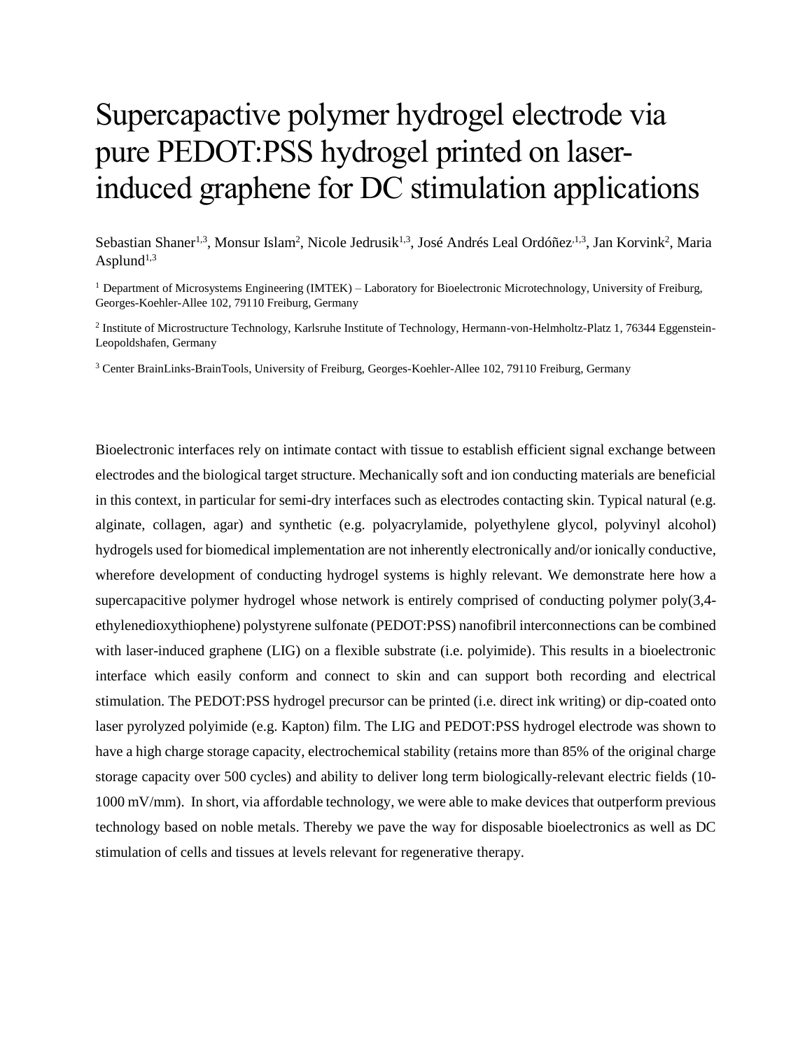# Supercapactive polymer hydrogel electrode via pure PEDOT:PSS hydrogel printed on laser-induced graphene for DC stimulation applications

Sebastian Shaner[1,3], Monsur Islam[2], Nicole Jedrusik[1,3], José Andrés Leal Ordóñez[1,3], Jan Korvink[2], Maria Asplund[1,3]

[1] Department of Microsystems Engineering (IMTEK) – Laboratory for Bioelectronic Microtechnology, University of Freiburg, Georges-Koehler-Allee 102, 79110 Freiburg, Germany

[2] Institute of Microstructure Technology, Karlsruhe Institute of Technology, Hermann-von-Helmholtz-Platz 1, 76344 Eggenstein-Leopoldshafen, Germany

[3] Center BrainLinks-BrainTools, University of Freiburg, Georges-Koehler-Allee 102, 79110 Freiburg, Germany

Bioelectronic interfaces rely on intimate contact with tissue to establish efficient signal exchange between electrodes and the biological target structure. Mechanically soft and ion conducting materials are beneficial in this context, in particular for semi-dry interfaces such as electrodes contacting skin. Typical natural (e.g. alginate, collagen, agar) and synthetic (e.g. polyacrylamide, polyethylene glycol, polyvinyl alcohol) hydrogels used for biomedical implementation are not inherently electronically and/or ionically conductive, wherefore development of conducting hydrogel systems is highly relevant. We demonstrate here how a supercapacitive polymer hydrogel whose network is entirely comprised of conducting polymer poly(3,4-ethylenedioxythiophene) polystyrene sulfonate (PEDOT:PSS) nanofibril interconnections can be combined with laser-induced graphene (LIG) on a flexible substrate (i.e. polyimide). This results in a bioelectronic interface which easily conform and connect to skin and can support both recording and electrical stimulation. The PEDOT:PSS hydrogel precursor can be printed (i.e. direct ink writing) or dip-coated onto laser pyrolyzed polyimide (e.g. Kapton) film. The LIG and PEDOT:PSS hydrogel electrode was shown to have a high charge storage capacity, electrochemical stability (retains more than 85% of the original charge storage capacity over 500 cycles) and ability to deliver long term biologically-relevant electric fields (10-1000 mV/mm). In short, via affordable technology, we were able to make devices that outperform previous technology based on noble metals. Thereby we pave the way for disposable bioelectronics as well as DC stimulation of cells and tissues at levels relevant for regenerative therapy.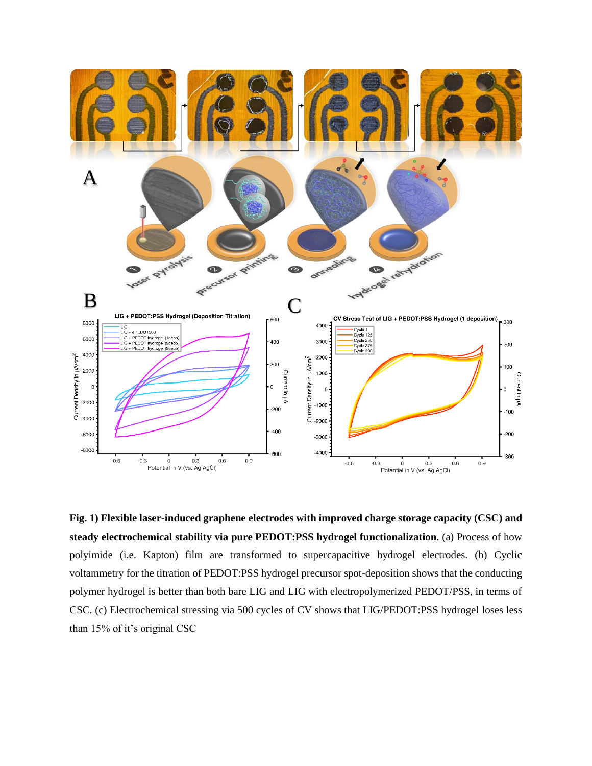A

laser pyrolysis

precursor printing

annealing

hydrogel rehydration

B

LIG + PEDOT:PSS Hydrogel (Deposition Titration)

LIG
LIG + ePEDOT300
LIG + PEDOT hydrogel (1depo)
LIG + PEDOT hydrogel (2depo)
LIG + PEDOT hydrogel (3depo)

Current Density in μA/cm²

8000
6000
4000
2000
0
-2000
-4000
-6000
-8000

Current in μA

600
400
200
0
-200
-400
-600

-0.6
-0.3
0
0.3
0.6
0.9

Potential in V (vs. Ag|AgCl)

C

CV Stress Test of LIG + PEDOT:PSS Hydrogel (1 deposition)

Cycle 1
Cycle 125
Cycle 250
Cycle 375
Cycle 500

Current Density in μA/cm²

4000
3000
2000
1000
0
-1000
-2000
-3000
-4000

Current in μA

300
200
100
0
-100
-200
-300

-0.6
-0.3
0
0.3
0.6
0.9

Potential in V (vs. Ag|AgCl)

**Fig. 1) Flexible laser-induced graphene electrodes with improved charge storage capacity (CSC) and steady electrochemical stability via pure PEDOT:PSS hydrogel functionalization**. (a) Process of how polyimide (i.e. Kapton) film are transformed to supercapacitive hydrogel electrodes. (b) Cyclic voltammetry for the titration of PEDOT:PSS hydrogel precursor spot-deposition shows that the conducting polymer hydrogel is better than both bare LIG and LIG with electropolymerized PEDOT/PSS, in terms of CSC. (c) Electrochemical stressing via 500 cycles of CV shows that LIG/PEDOT:PSS hydrogel loses less than 15% of it's original CSC